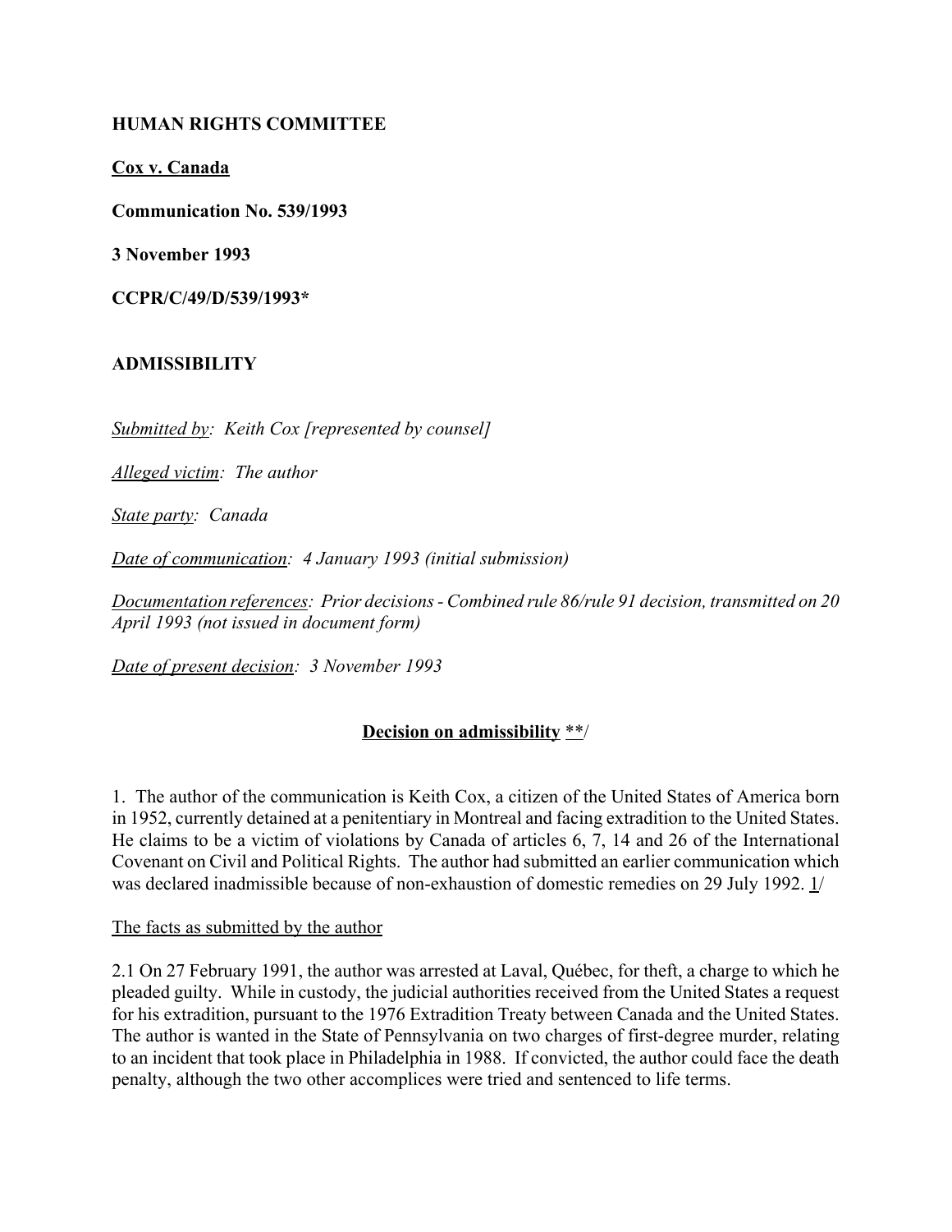**HUMAN RIGHTS COMMITTEE**

**Cox v. Canada**

**Communication No. 539/1993**

**3 November 1993**

**CCPR/C/49/D/539/1993***

**ADMISSIBILITY**

*Submitted by: Keith Cox [represented by counsel]*

*Alleged victim: The author*

*State party: Canada*

*Date of communication: 4 January 1993 (initial submission)*

*Documentation references: Prior decisions - Combined rule 86/rule 91 decision, transmitted on 20 April 1993 (not issued in document form)*

*Date of present decision: 3 November 1993*

**Decision on admissibility** **/

1. The author of the communication is Keith Cox, a citizen of the United States of America born in 1952, currently detained at a penitentiary in Montreal and facing extradition to the United States. He claims to be a victim of violations by Canada of articles 6, 7, 14 and 26 of the International Covenant on Civil and Political Rights. The author had submitted an earlier communication which was declared inadmissible because of non-exhaustion of domestic remedies on 29 July 1992. 1/

The facts as submitted by the author

2.1 On 27 February 1991, the author was arrested at Laval, Québec, for theft, a charge to which he pleaded guilty. While in custody, the judicial authorities received from the United States a request for his extradition, pursuant to the 1976 Extradition Treaty between Canada and the United States. The author is wanted in the State of Pennsylvania on two charges of first-degree murder, relating to an incident that took place in Philadelphia in 1988. If convicted, the author could face the death penalty, although the two other accomplices were tried and sentenced to life terms.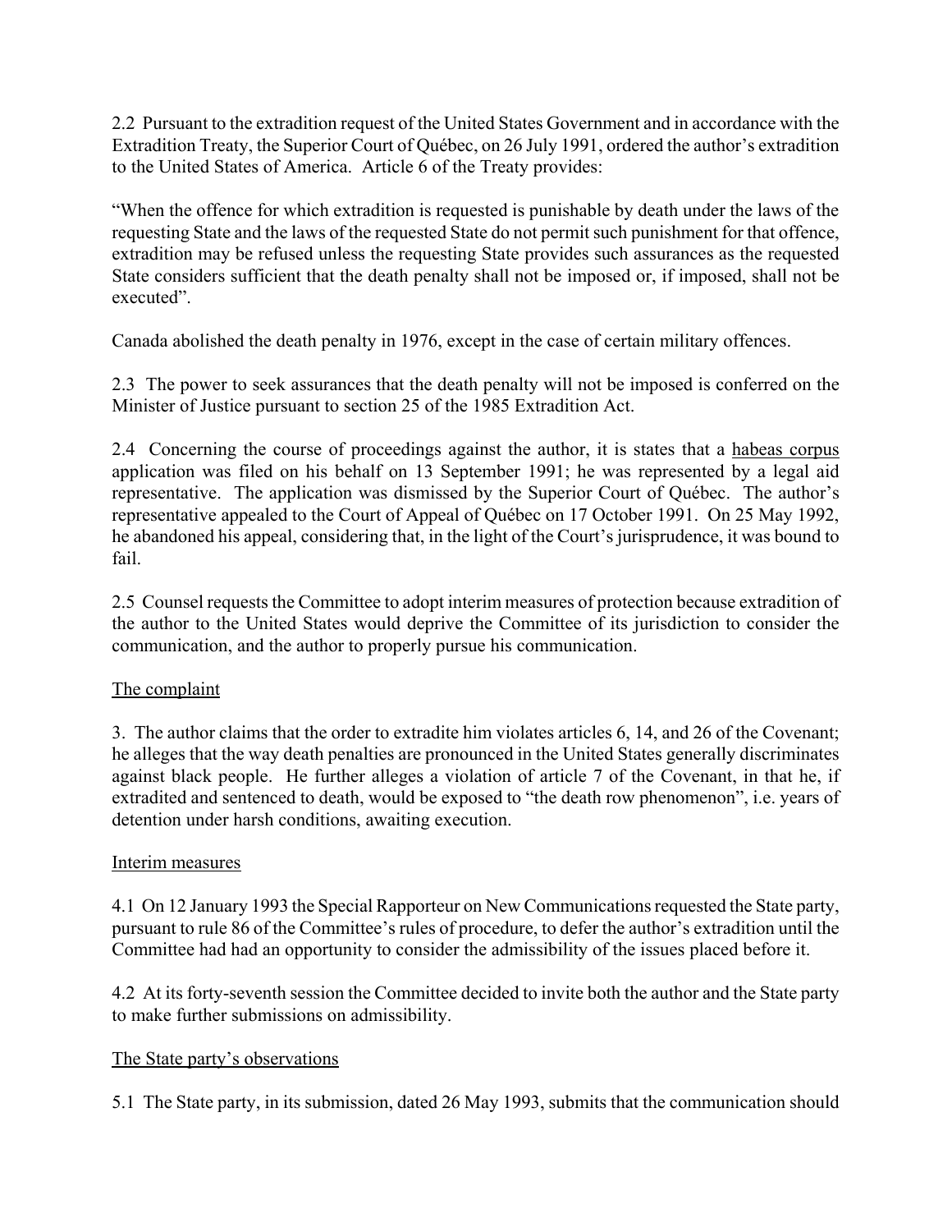2.2 Pursuant to the extradition request of the United States Government and in accordance with the Extradition Treaty, the Superior Court of Québec, on 26 July 1991, ordered the author's extradition to the United States of America. Article 6 of the Treaty provides:

"When the offence for which extradition is requested is punishable by death under the laws of the requesting State and the laws of the requested State do not permit such punishment for that offence, extradition may be refused unless the requesting State provides such assurances as the requested State considers sufficient that the death penalty shall not be imposed or, if imposed, shall not be executed".

Canada abolished the death penalty in 1976, except in the case of certain military offences.

2.3 The power to seek assurances that the death penalty will not be imposed is conferred on the Minister of Justice pursuant to section 25 of the 1985 Extradition Act.

2.4 Concerning the course of proceedings against the author, it is states that a habeas corpus application was filed on his behalf on 13 September 1991; he was represented by a legal aid representative. The application was dismissed by the Superior Court of Québec. The author's representative appealed to the Court of Appeal of Québec on 17 October 1991. On 25 May 1992, he abandoned his appeal, considering that, in the light of the Court's jurisprudence, it was bound to fail.

2.5 Counsel requests the Committee to adopt interim measures of protection because extradition of the author to the United States would deprive the Committee of its jurisdiction to consider the communication, and the author to properly pursue his communication.

## The complaint

3. The author claims that the order to extradite him violates articles 6, 14, and 26 of the Covenant; he alleges that the way death penalties are pronounced in the United States generally discriminates against black people. He further alleges a violation of article 7 of the Covenant, in that he, if extradited and sentenced to death, would be exposed to "the death row phenomenon", i.e. years of detention under harsh conditions, awaiting execution.

## Interim measures

4.1 On 12 January 1993 the Special Rapporteur on New Communications requested the State party, pursuant to rule 86 of the Committee's rules of procedure, to defer the author's extradition until the Committee had had an opportunity to consider the admissibility of the issues placed before it.

4.2 At its forty-seventh session the Committee decided to invite both the author and the State party to make further submissions on admissibility.

## The State party's observations

5.1 The State party, in its submission, dated 26 May 1993, submits that the communication should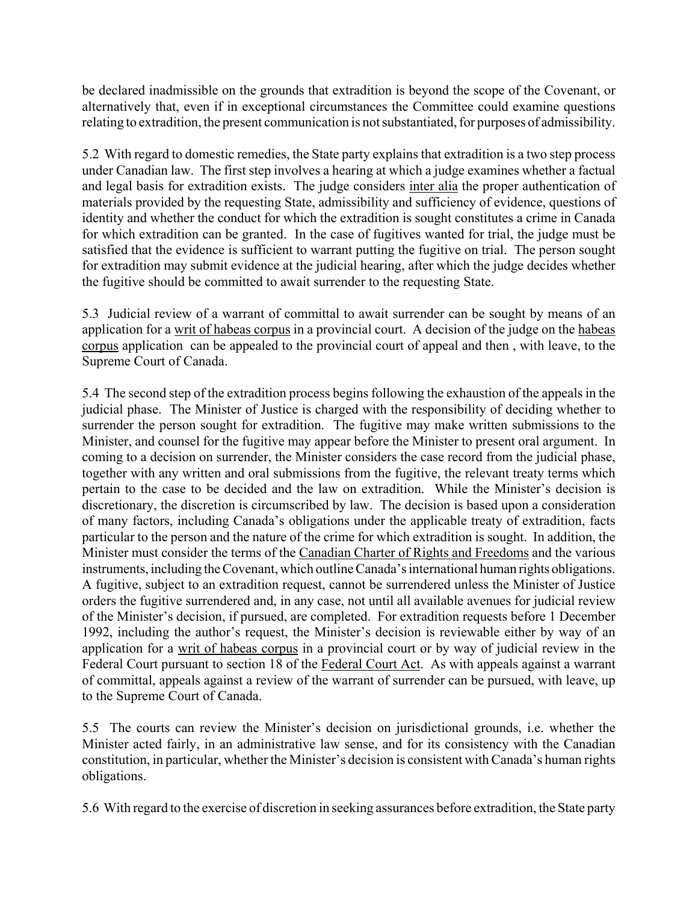be declared inadmissible on the grounds that extradition is beyond the scope of the Covenant, or alternatively that, even if in exceptional circumstances the Committee could examine questions relating to extradition, the present communication is not substantiated, for purposes of admissibility.

5.2 With regard to domestic remedies, the State party explains that extradition is a two step process under Canadian law. The first step involves a hearing at which a judge examines whether a factual and legal basis for extradition exists. The judge considers inter alia the proper authentication of materials provided by the requesting State, admissibility and sufficiency of evidence, questions of identity and whether the conduct for which the extradition is sought constitutes a crime in Canada for which extradition can be granted. In the case of fugitives wanted for trial, the judge must be satisfied that the evidence is sufficient to warrant putting the fugitive on trial. The person sought for extradition may submit evidence at the judicial hearing, after which the judge decides whether the fugitive should be committed to await surrender to the requesting State.

5.3 Judicial review of a warrant of committal to await surrender can be sought by means of an application for a writ of habeas corpus in a provincial court. A decision of the judge on the habeas corpus application can be appealed to the provincial court of appeal and then , with leave, to the Supreme Court of Canada.

5.4 The second step of the extradition process begins following the exhaustion of the appeals in the judicial phase. The Minister of Justice is charged with the responsibility of deciding whether to surrender the person sought for extradition. The fugitive may make written submissions to the Minister, and counsel for the fugitive may appear before the Minister to present oral argument. In coming to a decision on surrender, the Minister considers the case record from the judicial phase, together with any written and oral submissions from the fugitive, the relevant treaty terms which pertain to the case to be decided and the law on extradition. While the Minister's decision is discretionary, the discretion is circumscribed by law. The decision is based upon a consideration of many factors, including Canada's obligations under the applicable treaty of extradition, facts particular to the person and the nature of the crime for which extradition is sought. In addition, the Minister must consider the terms of the Canadian Charter of Rights and Freedoms and the various instruments, including the Covenant, which outline Canada's international human rights obligations. A fugitive, subject to an extradition request, cannot be surrendered unless the Minister of Justice orders the fugitive surrendered and, in any case, not until all available avenues for judicial review of the Minister's decision, if pursued, are completed. For extradition requests before 1 December 1992, including the author's request, the Minister's decision is reviewable either by way of an application for a writ of habeas corpus in a provincial court or by way of judicial review in the Federal Court pursuant to section 18 of the Federal Court Act. As with appeals against a warrant of committal, appeals against a review of the warrant of surrender can be pursued, with leave, up to the Supreme Court of Canada.

5.5 The courts can review the Minister's decision on jurisdictional grounds, i.e. whether the Minister acted fairly, in an administrative law sense, and for its consistency with the Canadian constitution, in particular, whether the Minister's decision is consistent with Canada's human rights obligations.

5.6 With regard to the exercise of discretion in seeking assurances before extradition, the State party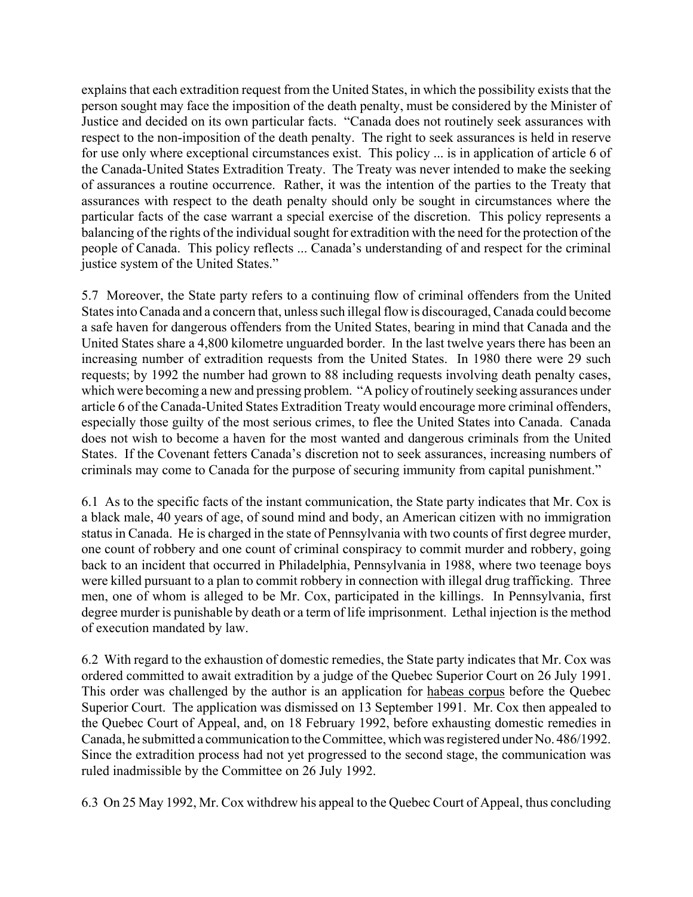explains that each extradition request from the United States, in which the possibility exists that the person sought may face the imposition of the death penalty, must be considered by the Minister of Justice and decided on its own particular facts. "Canada does not routinely seek assurances with respect to the non-imposition of the death penalty. The right to seek assurances is held in reserve for use only where exceptional circumstances exist. This policy ... is in application of article 6 of the Canada-United States Extradition Treaty. The Treaty was never intended to make the seeking of assurances a routine occurrence. Rather, it was the intention of the parties to the Treaty that assurances with respect to the death penalty should only be sought in circumstances where the particular facts of the case warrant a special exercise of the discretion. This policy represents a balancing of the rights of the individual sought for extradition with the need for the protection of the people of Canada. This policy reflects ... Canada's understanding of and respect for the criminal justice system of the United States."

5.7 Moreover, the State party refers to a continuing flow of criminal offenders from the United States into Canada and a concern that, unless such illegal flow is discouraged, Canada could become a safe haven for dangerous offenders from the United States, bearing in mind that Canada and the United States share a 4,800 kilometre unguarded border. In the last twelve years there has been an increasing number of extradition requests from the United States. In 1980 there were 29 such requests; by 1992 the number had grown to 88 including requests involving death penalty cases, which were becoming a new and pressing problem. "A policy of routinely seeking assurances under article 6 of the Canada-United States Extradition Treaty would encourage more criminal offenders, especially those guilty of the most serious crimes, to flee the United States into Canada. Canada does not wish to become a haven for the most wanted and dangerous criminals from the United States. If the Covenant fetters Canada's discretion not to seek assurances, increasing numbers of criminals may come to Canada for the purpose of securing immunity from capital punishment."

6.1 As to the specific facts of the instant communication, the State party indicates that Mr. Cox is a black male, 40 years of age, of sound mind and body, an American citizen with no immigration status in Canada. He is charged in the state of Pennsylvania with two counts of first degree murder, one count of robbery and one count of criminal conspiracy to commit murder and robbery, going back to an incident that occurred in Philadelphia, Pennsylvania in 1988, where two teenage boys were killed pursuant to a plan to commit robbery in connection with illegal drug trafficking. Three men, one of whom is alleged to be Mr. Cox, participated in the killings. In Pennsylvania, first degree murder is punishable by death or a term of life imprisonment. Lethal injection is the method of execution mandated by law.

6.2 With regard to the exhaustion of domestic remedies, the State party indicates that Mr. Cox was ordered committed to await extradition by a judge of the Quebec Superior Court on 26 July 1991. This order was challenged by the author is an application for habeas corpus before the Quebec Superior Court. The application was dismissed on 13 September 1991. Mr. Cox then appealed to the Quebec Court of Appeal, and, on 18 February 1992, before exhausting domestic remedies in Canada, he submitted a communication to the Committee, which was registered under No. 486/1992. Since the extradition process had not yet progressed to the second stage, the communication was ruled inadmissible by the Committee on 26 July 1992.

6.3 On 25 May 1992, Mr. Cox withdrew his appeal to the Quebec Court of Appeal, thus concluding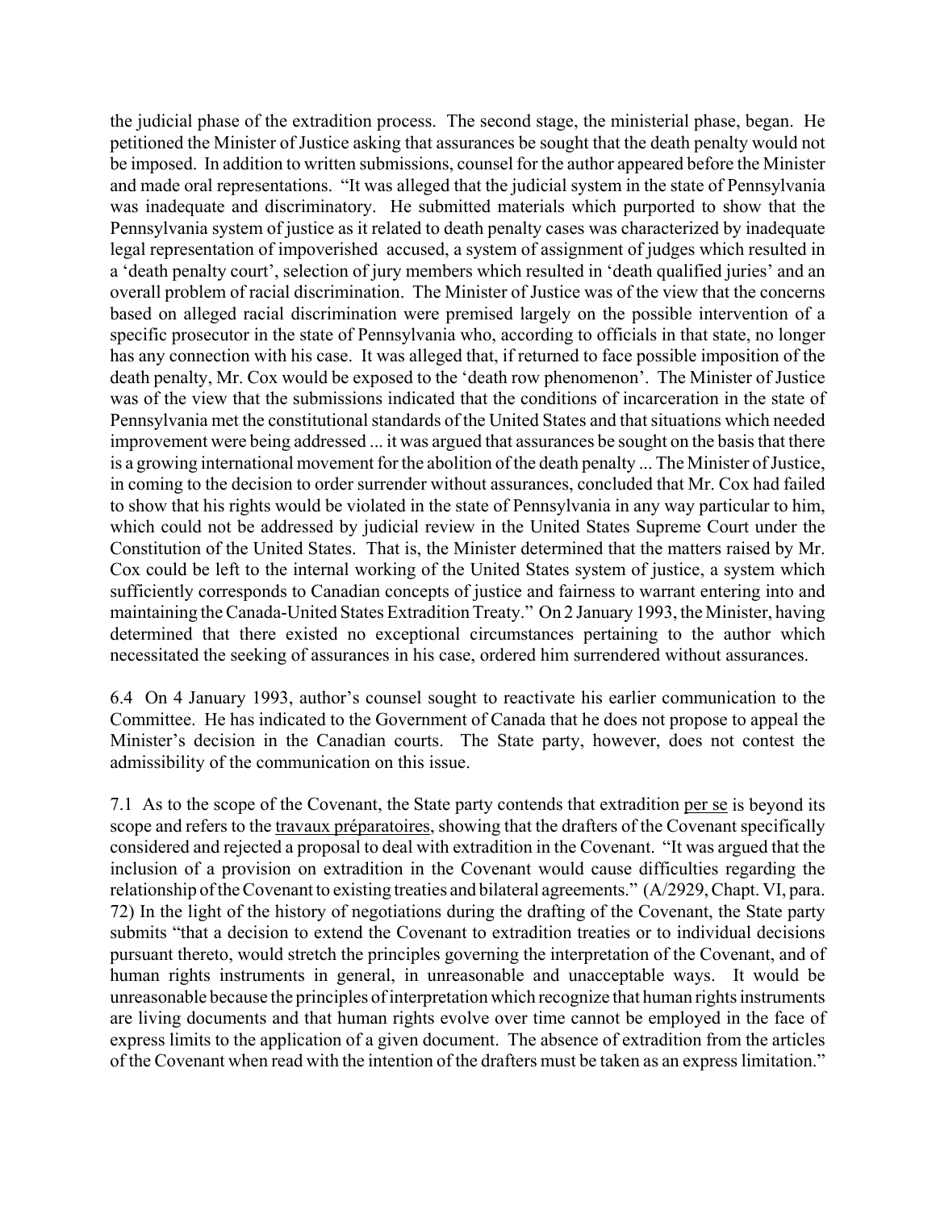the judicial phase of the extradition process. The second stage, the ministerial phase, began. He petitioned the Minister of Justice asking that assurances be sought that the death penalty would not be imposed. In addition to written submissions, counsel for the author appeared before the Minister and made oral representations. "It was alleged that the judicial system in the state of Pennsylvania was inadequate and discriminatory. He submitted materials which purported to show that the Pennsylvania system of justice as it related to death penalty cases was characterized by inadequate legal representation of impoverished accused, a system of assignment of judges which resulted in a 'death penalty court', selection of jury members which resulted in 'death qualified juries' and an overall problem of racial discrimination. The Minister of Justice was of the view that the concerns based on alleged racial discrimination were premised largely on the possible intervention of a specific prosecutor in the state of Pennsylvania who, according to officials in that state, no longer has any connection with his case. It was alleged that, if returned to face possible imposition of the death penalty, Mr. Cox would be exposed to the 'death row phenomenon'. The Minister of Justice was of the view that the submissions indicated that the conditions of incarceration in the state of Pennsylvania met the constitutional standards of the United States and that situations which needed improvement were being addressed ... it was argued that assurances be sought on the basis that there is a growing international movement for the abolition of the death penalty ... The Minister of Justice, in coming to the decision to order surrender without assurances, concluded that Mr. Cox had failed to show that his rights would be violated in the state of Pennsylvania in any way particular to him, which could not be addressed by judicial review in the United States Supreme Court under the Constitution of the United States. That is, the Minister determined that the matters raised by Mr. Cox could be left to the internal working of the United States system of justice, a system which sufficiently corresponds to Canadian concepts of justice and fairness to warrant entering into and maintaining the Canada-United States Extradition Treaty." On 2 January 1993, the Minister, having determined that there existed no exceptional circumstances pertaining to the author which necessitated the seeking of assurances in his case, ordered him surrendered without assurances.

6.4 On 4 January 1993, author's counsel sought to reactivate his earlier communication to the Committee. He has indicated to the Government of Canada that he does not propose to appeal the Minister's decision in the Canadian courts. The State party, however, does not contest the admissibility of the communication on this issue.

7.1 As to the scope of the Covenant, the State party contends that extradition per se is beyond its scope and refers to the travaux préparatoires, showing that the drafters of the Covenant specifically considered and rejected a proposal to deal with extradition in the Covenant. "It was argued that the inclusion of a provision on extradition in the Covenant would cause difficulties regarding the relationship of the Covenant to existing treaties and bilateral agreements." (A/2929, Chapt. VI, para. 72) In the light of the history of negotiations during the drafting of the Covenant, the State party submits "that a decision to extend the Covenant to extradition treaties or to individual decisions pursuant thereto, would stretch the principles governing the interpretation of the Covenant, and of human rights instruments in general, in unreasonable and unacceptable ways. It would be unreasonable because the principles of interpretation which recognize that human rights instruments are living documents and that human rights evolve over time cannot be employed in the face of express limits to the application of a given document. The absence of extradition from the articles of the Covenant when read with the intention of the drafters must be taken as an express limitation."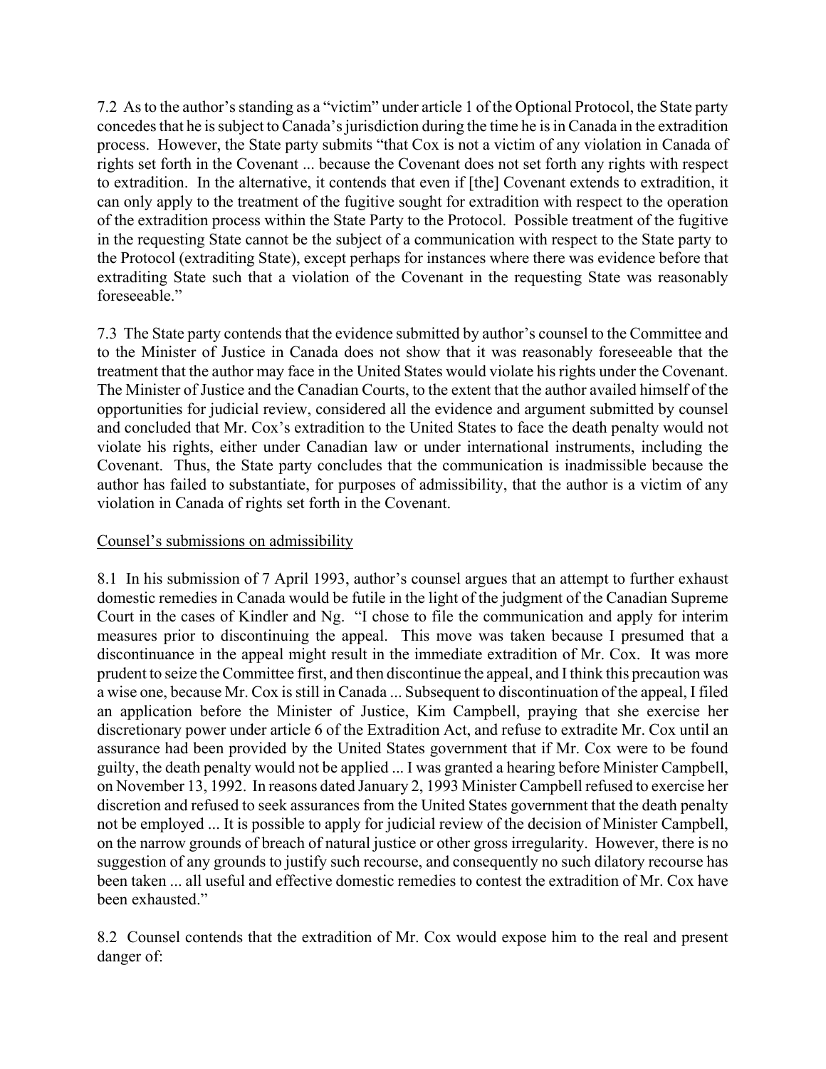7.2 As to the author's standing as a "victim" under article 1 of the Optional Protocol, the State party concedes that he is subject to Canada's jurisdiction during the time he is in Canada in the extradition process. However, the State party submits "that Cox is not a victim of any violation in Canada of rights set forth in the Covenant ... because the Covenant does not set forth any rights with respect to extradition. In the alternative, it contends that even if [the] Covenant extends to extradition, it can only apply to the treatment of the fugitive sought for extradition with respect to the operation of the extradition process within the State Party to the Protocol. Possible treatment of the fugitive in the requesting State cannot be the subject of a communication with respect to the State party to the Protocol (extraditing State), except perhaps for instances where there was evidence before that extraditing State such that a violation of the Covenant in the requesting State was reasonably foreseeable."

7.3 The State party contends that the evidence submitted by author's counsel to the Committee and to the Minister of Justice in Canada does not show that it was reasonably foreseeable that the treatment that the author may face in the United States would violate his rights under the Covenant. The Minister of Justice and the Canadian Courts, to the extent that the author availed himself of the opportunities for judicial review, considered all the evidence and argument submitted by counsel and concluded that Mr. Cox's extradition to the United States to face the death penalty would not violate his rights, either under Canadian law or under international instruments, including the Covenant. Thus, the State party concludes that the communication is inadmissible because the author has failed to substantiate, for purposes of admissibility, that the author is a victim of any violation in Canada of rights set forth in the Covenant.

Counsel's submissions on admissibility

8.1 In his submission of 7 April 1993, author's counsel argues that an attempt to further exhaust domestic remedies in Canada would be futile in the light of the judgment of the Canadian Supreme Court in the cases of Kindler and Ng. "I chose to file the communication and apply for interim measures prior to discontinuing the appeal. This move was taken because I presumed that a discontinuance in the appeal might result in the immediate extradition of Mr. Cox. It was more prudent to seize the Committee first, and then discontinue the appeal, and I think this precaution was a wise one, because Mr. Cox is still in Canada ... Subsequent to discontinuation of the appeal, I filed an application before the Minister of Justice, Kim Campbell, praying that she exercise her discretionary power under article 6 of the Extradition Act, and refuse to extradite Mr. Cox until an assurance had been provided by the United States government that if Mr. Cox were to be found guilty, the death penalty would not be applied ... I was granted a hearing before Minister Campbell, on November 13, 1992. In reasons dated January 2, 1993 Minister Campbell refused to exercise her discretion and refused to seek assurances from the United States government that the death penalty not be employed ... It is possible to apply for judicial review of the decision of Minister Campbell, on the narrow grounds of breach of natural justice or other gross irregularity. However, there is no suggestion of any grounds to justify such recourse, and consequently no such dilatory recourse has been taken ... all useful and effective domestic remedies to contest the extradition of Mr. Cox have been exhausted."

8.2 Counsel contends that the extradition of Mr. Cox would expose him to the real and present danger of: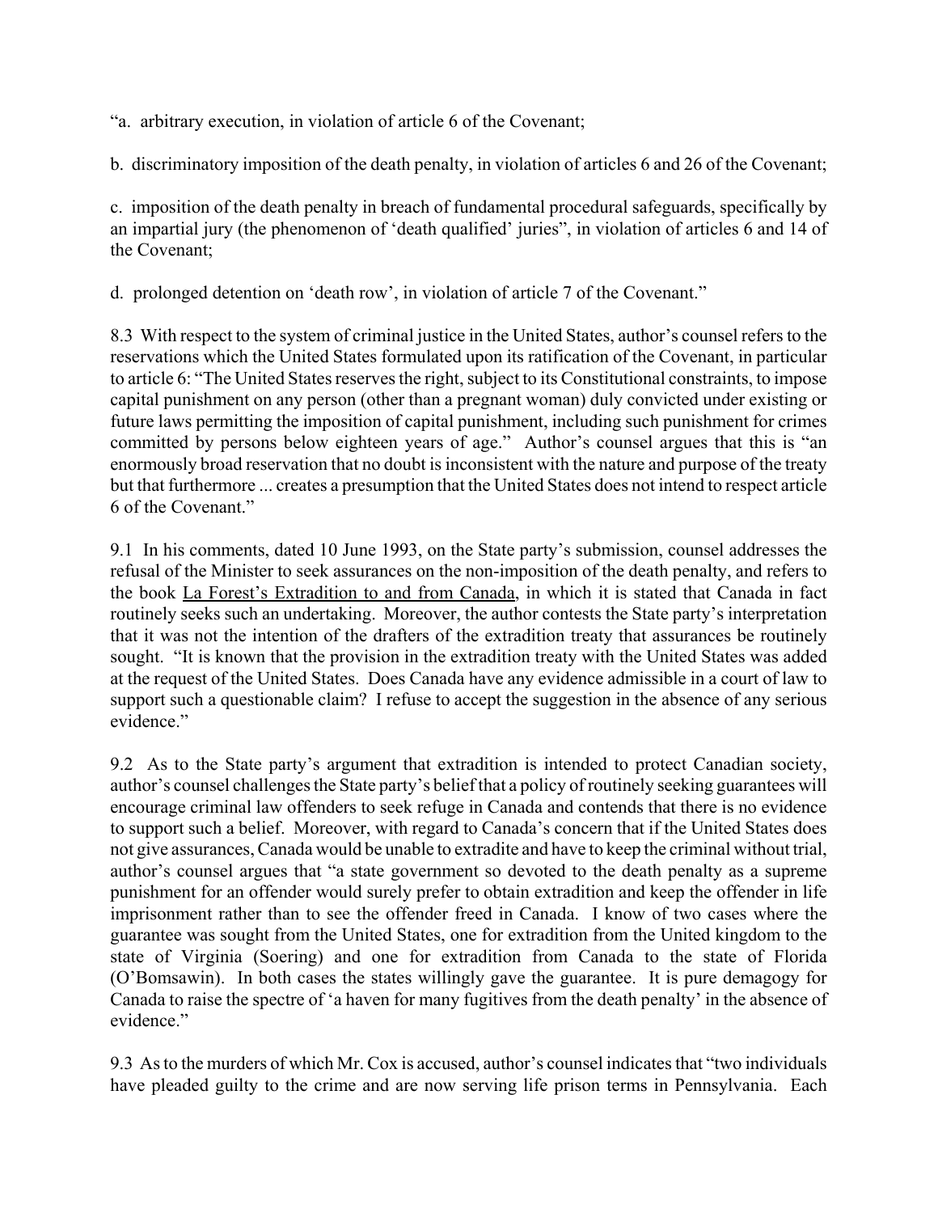"a. arbitrary execution, in violation of article 6 of the Covenant;

b. discriminatory imposition of the death penalty, in violation of articles 6 and 26 of the Covenant;

c. imposition of the death penalty in breach of fundamental procedural safeguards, specifically by an impartial jury (the phenomenon of 'death qualified' juries", in violation of articles 6 and 14 of the Covenant;

d. prolonged detention on 'death row', in violation of article 7 of the Covenant."

8.3 With respect to the system of criminal justice in the United States, author's counsel refers to the reservations which the United States formulated upon its ratification of the Covenant, in particular to article 6: "The United States reserves the right, subject to its Constitutional constraints, to impose capital punishment on any person (other than a pregnant woman) duly convicted under existing or future laws permitting the imposition of capital punishment, including such punishment for crimes committed by persons below eighteen years of age." Author's counsel argues that this is "an enormously broad reservation that no doubt is inconsistent with the nature and purpose of the treaty but that furthermore ... creates a presumption that the United States does not intend to respect article 6 of the Covenant."

9.1 In his comments, dated 10 June 1993, on the State party's submission, counsel addresses the refusal of the Minister to seek assurances on the non-imposition of the death penalty, and refers to the book La Forest's Extradition to and from Canada, in which it is stated that Canada in fact routinely seeks such an undertaking. Moreover, the author contests the State party's interpretation that it was not the intention of the drafters of the extradition treaty that assurances be routinely sought. "It is known that the provision in the extradition treaty with the United States was added at the request of the United States. Does Canada have any evidence admissible in a court of law to support such a questionable claim? I refuse to accept the suggestion in the absence of any serious evidence."

9.2 As to the State party's argument that extradition is intended to protect Canadian society, author's counsel challenges the State party's belief that a policy of routinely seeking guarantees will encourage criminal law offenders to seek refuge in Canada and contends that there is no evidence to support such a belief. Moreover, with regard to Canada's concern that if the United States does not give assurances, Canada would be unable to extradite and have to keep the criminal without trial, author's counsel argues that "a state government so devoted to the death penalty as a supreme punishment for an offender would surely prefer to obtain extradition and keep the offender in life imprisonment rather than to see the offender freed in Canada. I know of two cases where the guarantee was sought from the United States, one for extradition from the United kingdom to the state of Virginia (Soering) and one for extradition from Canada to the state of Florida (O'Bomsawin). In both cases the states willingly gave the guarantee. It is pure demagogy for Canada to raise the spectre of 'a haven for many fugitives from the death penalty' in the absence of evidence."

9.3 As to the murders of which Mr. Cox is accused, author's counsel indicates that "two individuals have pleaded guilty to the crime and are now serving life prison terms in Pennsylvania. Each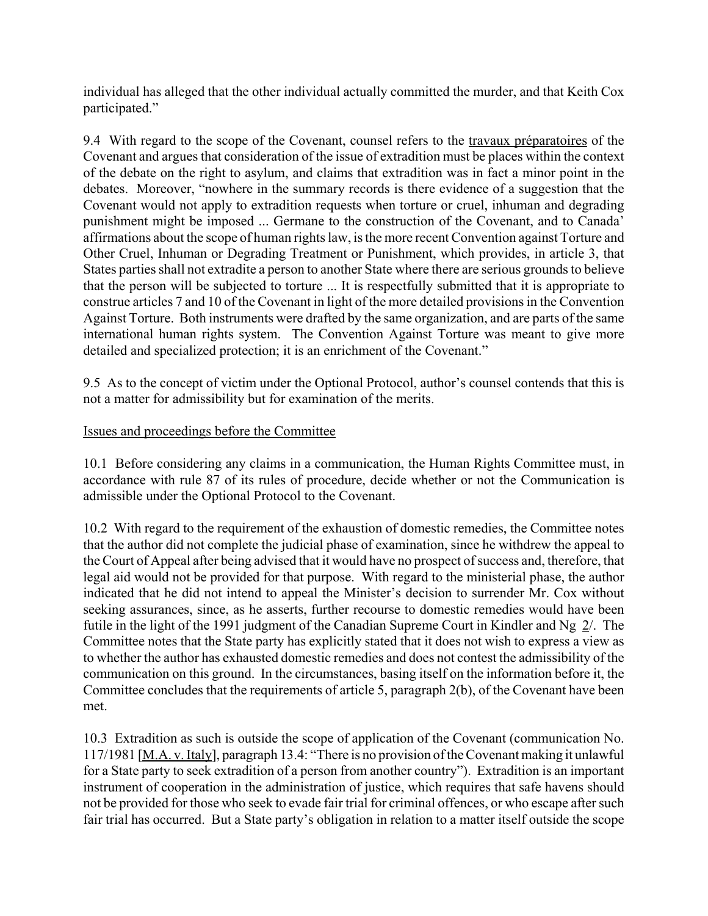individual has alleged that the other individual actually committed the murder, and that Keith Cox participated."

9.4 With regard to the scope of the Covenant, counsel refers to the travaux préparatoires of the Covenant and argues that consideration of the issue of extradition must be places within the context of the debate on the right to asylum, and claims that extradition was in fact a minor point in the debates. Moreover, "nowhere in the summary records is there evidence of a suggestion that the Covenant would not apply to extradition requests when torture or cruel, inhuman and degrading punishment might be imposed ... Germane to the construction of the Covenant, and to Canada' affirmations about the scope of human rights law, is the more recent Convention against Torture and Other Cruel, Inhuman or Degrading Treatment or Punishment, which provides, in article 3, that States parties shall not extradite a person to another State where there are serious grounds to believe that the person will be subjected to torture ... It is respectfully submitted that it is appropriate to construe articles 7 and 10 of the Covenant in light of the more detailed provisions in the Convention Against Torture. Both instruments were drafted by the same organization, and are parts of the same international human rights system. The Convention Against Torture was meant to give more detailed and specialized protection; it is an enrichment of the Covenant."

9.5 As to the concept of victim under the Optional Protocol, author's counsel contends that this is not a matter for admissibility but for examination of the merits.

## Issues and proceedings before the Committee

10.1 Before considering any claims in a communication, the Human Rights Committee must, in accordance with rule 87 of its rules of procedure, decide whether or not the Communication is admissible under the Optional Protocol to the Covenant.

10.2 With regard to the requirement of the exhaustion of domestic remedies, the Committee notes that the author did not complete the judicial phase of examination, since he withdrew the appeal to the Court of Appeal after being advised that it would have no prospect of success and, therefore, that legal aid would not be provided for that purpose. With regard to the ministerial phase, the author indicated that he did not intend to appeal the Minister's decision to surrender Mr. Cox without seeking assurances, since, as he asserts, further recourse to domestic remedies would have been futile in the light of the 1991 judgment of the Canadian Supreme Court in Kindler and Ng 2/. The Committee notes that the State party has explicitly stated that it does not wish to express a view as to whether the author has exhausted domestic remedies and does not contest the admissibility of the communication on this ground. In the circumstances, basing itself on the information before it, the Committee concludes that the requirements of article 5, paragraph 2(b), of the Covenant have been met.

10.3 Extradition as such is outside the scope of application of the Covenant (communication No. 117/1981 [M.A. v. Italy], paragraph 13.4: "There is no provision of the Covenant making it unlawful for a State party to seek extradition of a person from another country"). Extradition is an important instrument of cooperation in the administration of justice, which requires that safe havens should not be provided for those who seek to evade fair trial for criminal offences, or who escape after such fair trial has occurred. But a State party's obligation in relation to a matter itself outside the scope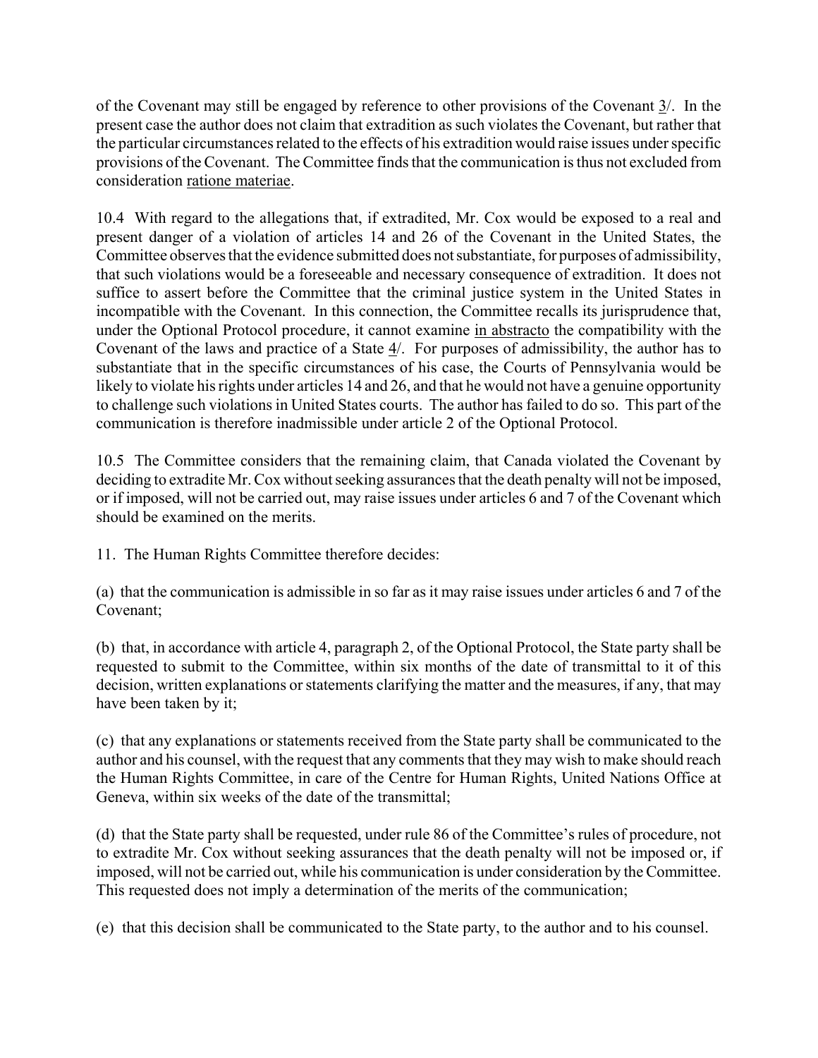of the Covenant may still be engaged by reference to other provisions of the Covenant 3/. In the present case the author does not claim that extradition as such violates the Covenant, but rather that the particular circumstances related to the effects of his extradition would raise issues under specific provisions of the Covenant. The Committee finds that the communication is thus not excluded from consideration ratione materiae.

10.4 With regard to the allegations that, if extradited, Mr. Cox would be exposed to a real and present danger of a violation of articles 14 and 26 of the Covenant in the United States, the Committee observes that the evidence submitted does not substantiate, for purposes of admissibility, that such violations would be a foreseeable and necessary consequence of extradition. It does not suffice to assert before the Committee that the criminal justice system in the United States in incompatible with the Covenant. In this connection, the Committee recalls its jurisprudence that, under the Optional Protocol procedure, it cannot examine in abstracto the compatibility with the Covenant of the laws and practice of a State 4/. For purposes of admissibility, the author has to substantiate that in the specific circumstances of his case, the Courts of Pennsylvania would be likely to violate his rights under articles 14 and 26, and that he would not have a genuine opportunity to challenge such violations in United States courts. The author has failed to do so. This part of the communication is therefore inadmissible under article 2 of the Optional Protocol.

10.5 The Committee considers that the remaining claim, that Canada violated the Covenant by deciding to extradite Mr. Cox without seeking assurances that the death penalty will not be imposed, or if imposed, will not be carried out, may raise issues under articles 6 and 7 of the Covenant which should be examined on the merits.

11. The Human Rights Committee therefore decides:

(a) that the communication is admissible in so far as it may raise issues under articles 6 and 7 of the Covenant;

(b) that, in accordance with article 4, paragraph 2, of the Optional Protocol, the State party shall be requested to submit to the Committee, within six months of the date of transmittal to it of this decision, written explanations or statements clarifying the matter and the measures, if any, that may have been taken by it;

(c) that any explanations or statements received from the State party shall be communicated to the author and his counsel, with the request that any comments that they may wish to make should reach the Human Rights Committee, in care of the Centre for Human Rights, United Nations Office at Geneva, within six weeks of the date of the transmittal;

(d) that the State party shall be requested, under rule 86 of the Committee's rules of procedure, not to extradite Mr. Cox without seeking assurances that the death penalty will not be imposed or, if imposed, will not be carried out, while his communication is under consideration by the Committee. This requested does not imply a determination of the merits of the communication;

(e) that this decision shall be communicated to the State party, to the author and to his counsel.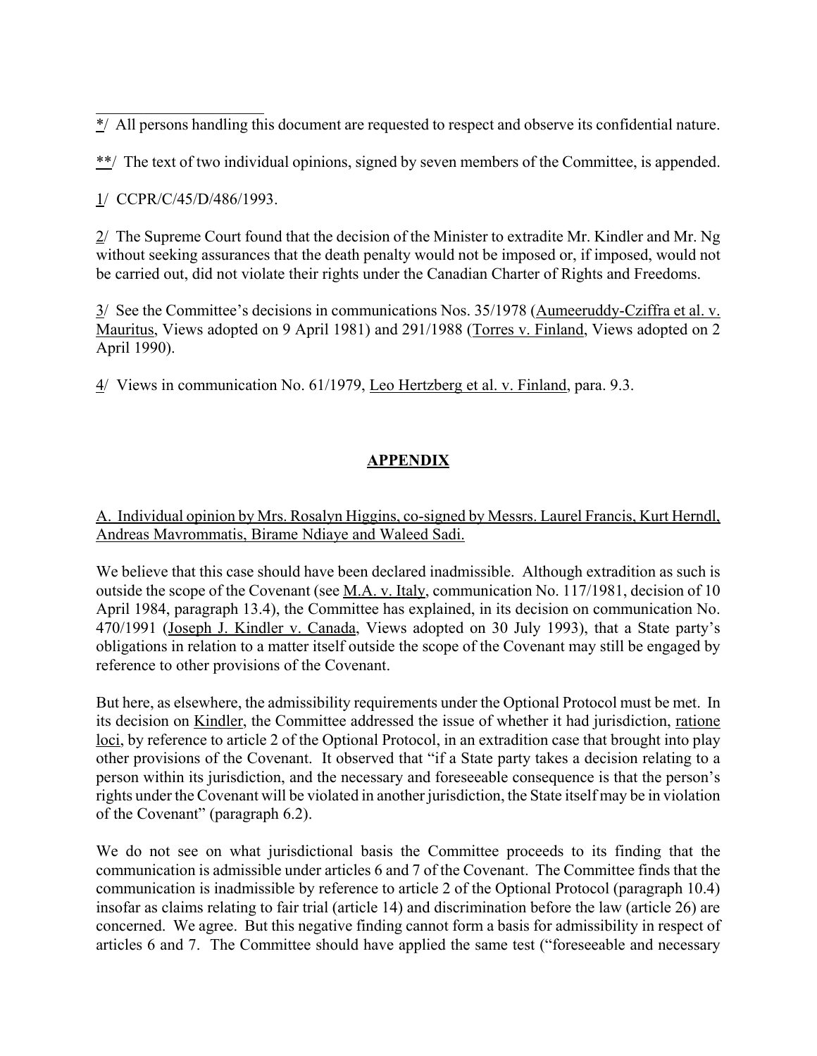---

*/ All persons handling this document are requested to respect and observe its confidential nature.

**/ The text of two individual opinions, signed by seven members of the Committee, is appended.

1/ CCPR/C/45/D/486/1993.

2/ The Supreme Court found that the decision of the Minister to extradite Mr. Kindler and Mr. Ng without seeking assurances that the death penalty would not be imposed or, if imposed, would not be carried out, did not violate their rights under the Canadian Charter of Rights and Freedoms.

3/ See the Committee's decisions in communications Nos. 35/1978 (Aumeeruddy-Cziffra et al. v. Mauritus, Views adopted on 9 April 1981) and 291/1988 (Torres v. Finland, Views adopted on 2 April 1990).

4/ Views in communication No. 61/1979, Leo Hertzberg et al. v. Finland, para. 9.3.

## APPENDIX

A. Individual opinion by Mrs. Rosalyn Higgins, co-signed by Messrs. Laurel Francis, Kurt Herndl, Andreas Mavrommatis, Birame Ndiaye and Waleed Sadi.

We believe that this case should have been declared inadmissible. Although extradition as such is outside the scope of the Covenant (see M.A. v. Italy, communication No. 117/1981, decision of 10 April 1984, paragraph 13.4), the Committee has explained, in its decision on communication No. 470/1991 (Joseph J. Kindler v. Canada, Views adopted on 30 July 1993), that a State party's obligations in relation to a matter itself outside the scope of the Covenant may still be engaged by reference to other provisions of the Covenant.

But here, as elsewhere, the admissibility requirements under the Optional Protocol must be met. In its decision on Kindler, the Committee addressed the issue of whether it had jurisdiction, ratione loci, by reference to article 2 of the Optional Protocol, in an extradition case that brought into play other provisions of the Covenant. It observed that "if a State party takes a decision relating to a person within its jurisdiction, and the necessary and foreseeable consequence is that the person's rights under the Covenant will be violated in another jurisdiction, the State itself may be in violation of the Covenant" (paragraph 6.2).

We do not see on what jurisdictional basis the Committee proceeds to its finding that the communication is admissible under articles 6 and 7 of the Covenant. The Committee finds that the communication is inadmissible by reference to article 2 of the Optional Protocol (paragraph 10.4) insofar as claims relating to fair trial (article 14) and discrimination before the law (article 26) are concerned. We agree. But this negative finding cannot form a basis for admissibility in respect of articles 6 and 7. The Committee should have applied the same test ("foreseeable and necessary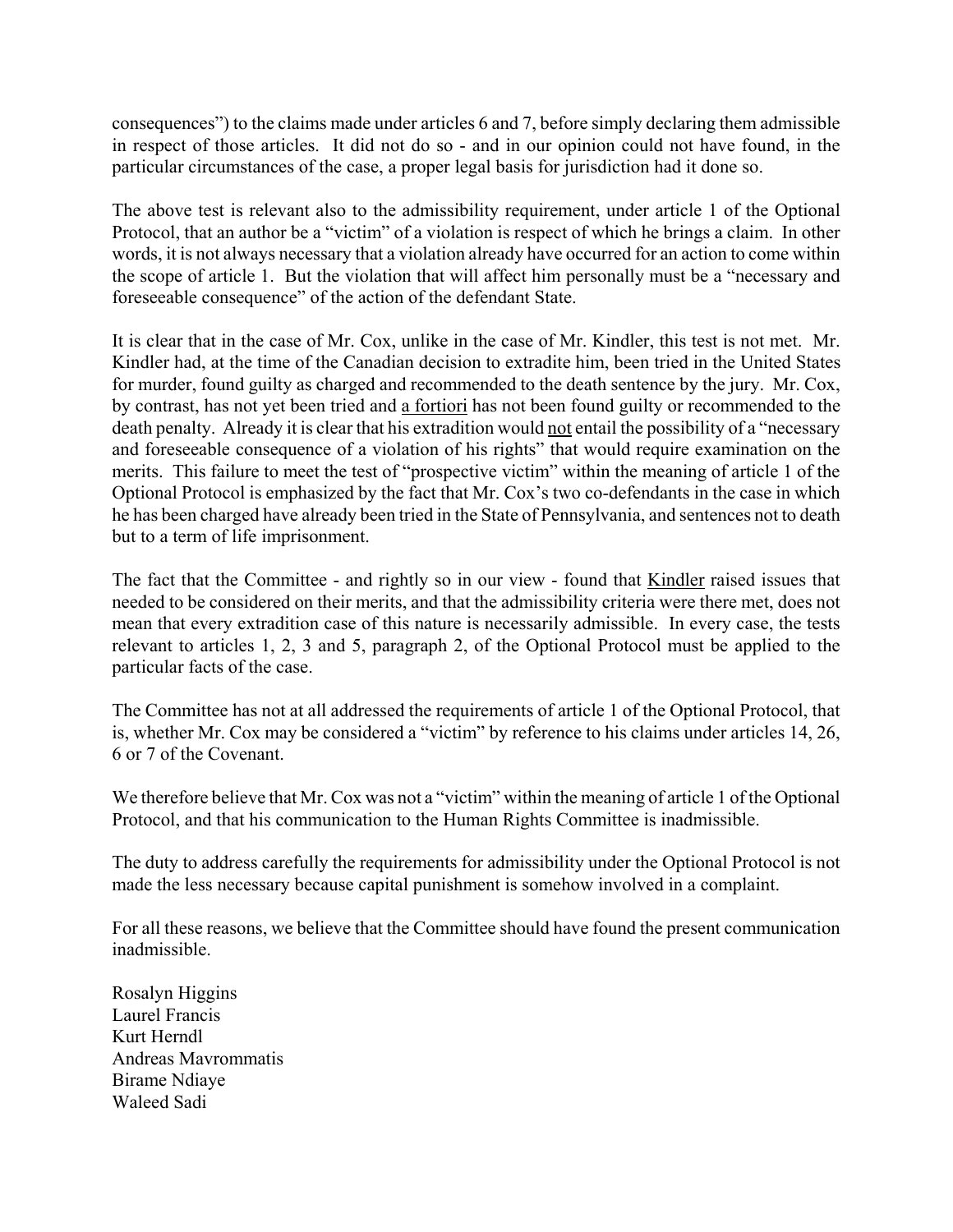consequences") to the claims made under articles 6 and 7, before simply declaring them admissible in respect of those articles. It did not do so - and in our opinion could not have found, in the particular circumstances of the case, a proper legal basis for jurisdiction had it done so.

The above test is relevant also to the admissibility requirement, under article 1 of the Optional Protocol, that an author be a "victim" of a violation is respect of which he brings a claim. In other words, it is not always necessary that a violation already have occurred for an action to come within the scope of article 1. But the violation that will affect him personally must be a "necessary and foreseeable consequence" of the action of the defendant State.

It is clear that in the case of Mr. Cox, unlike in the case of Mr. Kindler, this test is not met. Mr. Kindler had, at the time of the Canadian decision to extradite him, been tried in the United States for murder, found guilty as charged and recommended to the death sentence by the jury. Mr. Cox, by contrast, has not yet been tried and <u>a fortiori</u> has not been found guilty or recommended to the death penalty. Already it is clear that his extradition would <u>not</u> entail the possibility of a "necessary and foreseeable consequence of a violation of his rights" that would require examination on the merits. This failure to meet the test of "prospective victim" within the meaning of article 1 of the Optional Protocol is emphasized by the fact that Mr. Cox's two co-defendants in the case in which he has been charged have already been tried in the State of Pennsylvania, and sentences not to death but to a term of life imprisonment.

The fact that the Committee - and rightly so in our view - found that <u>Kindler</u> raised issues that needed to be considered on their merits, and that the admissibility criteria were there met, does not mean that every extradition case of this nature is necessarily admissible. In every case, the tests relevant to articles 1, 2, 3 and 5, paragraph 2, of the Optional Protocol must be applied to the particular facts of the case.

The Committee has not at all addressed the requirements of article 1 of the Optional Protocol, that is, whether Mr. Cox may be considered a "victim" by reference to his claims under articles 14, 26, 6 or 7 of the Covenant.

We therefore believe that Mr. Cox was not a "victim" within the meaning of article 1 of the Optional Protocol, and that his communication to the Human Rights Committee is inadmissible.

The duty to address carefully the requirements for admissibility under the Optional Protocol is not made the less necessary because capital punishment is somehow involved in a complaint.

For all these reasons, we believe that the Committee should have found the present communication inadmissible.

Rosalyn Higgins
Laurel Francis
Kurt Herndl
Andreas Mavrommatis
Birame Ndiaye
Waleed Sadi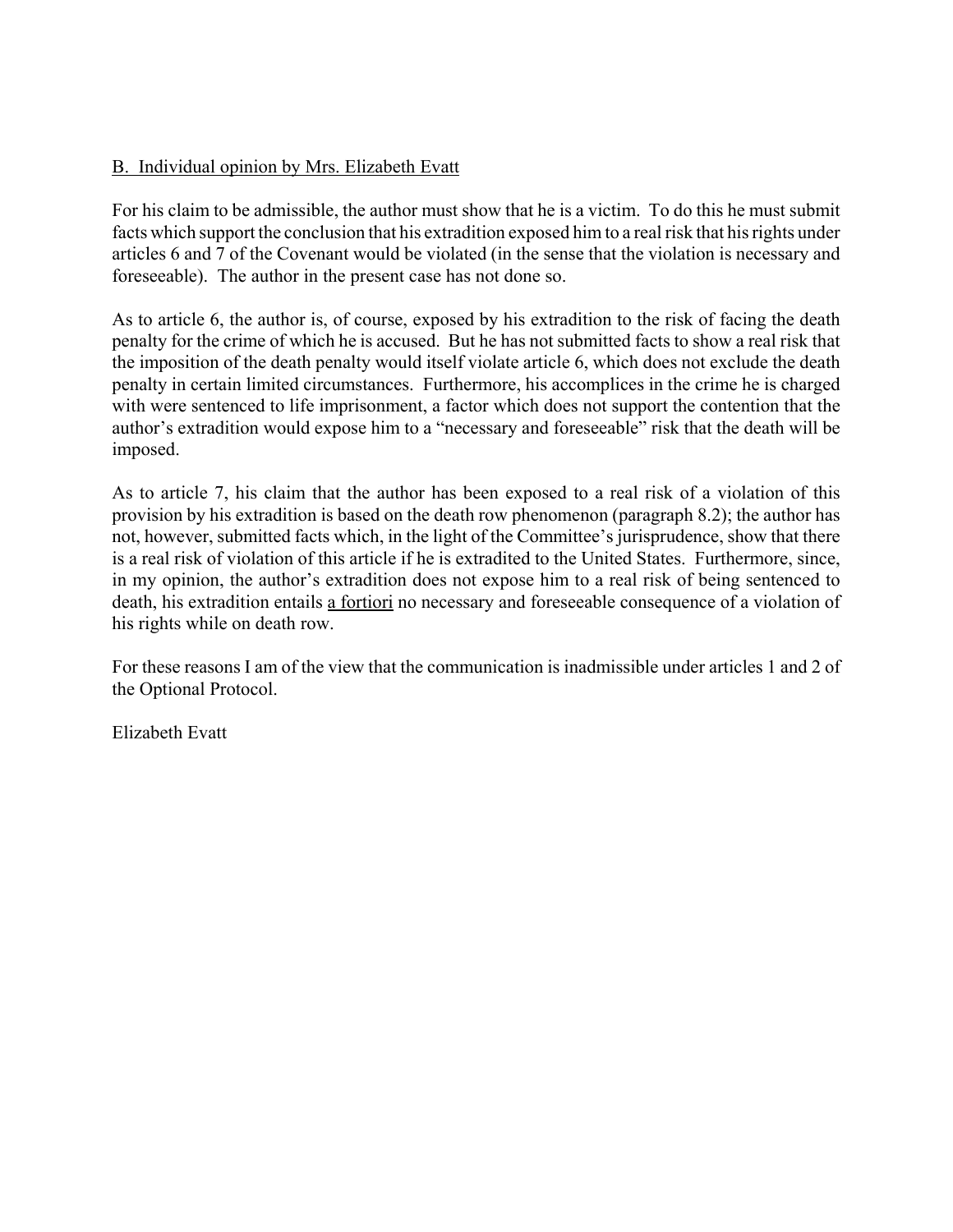B. Individual opinion by Mrs. Elizabeth Evatt

For his claim to be admissible, the author must show that he is a victim. To do this he must submit facts which support the conclusion that his extradition exposed him to a real risk that his rights under articles 6 and 7 of the Covenant would be violated (in the sense that the violation is necessary and foreseeable). The author in the present case has not done so.

As to article 6, the author is, of course, exposed by his extradition to the risk of facing the death penalty for the crime of which he is accused. But he has not submitted facts to show a real risk that the imposition of the death penalty would itself violate article 6, which does not exclude the death penalty in certain limited circumstances. Furthermore, his accomplices in the crime he is charged with were sentenced to life imprisonment, a factor which does not support the contention that the author's extradition would expose him to a "necessary and foreseeable" risk that the death will be imposed.

As to article 7, his claim that the author has been exposed to a real risk of a violation of this provision by his extradition is based on the death row phenomenon (paragraph 8.2); the author has not, however, submitted facts which, in the light of the Committee's jurisprudence, show that there is a real risk of violation of this article if he is extradited to the United States. Furthermore, since, in my opinion, the author's extradition does not expose him to a real risk of being sentenced to death, his extradition entails a fortiori no necessary and foreseeable consequence of a violation of his rights while on death row.

For these reasons I am of the view that the communication is inadmissible under articles 1 and 2 of the Optional Protocol.

Elizabeth Evatt